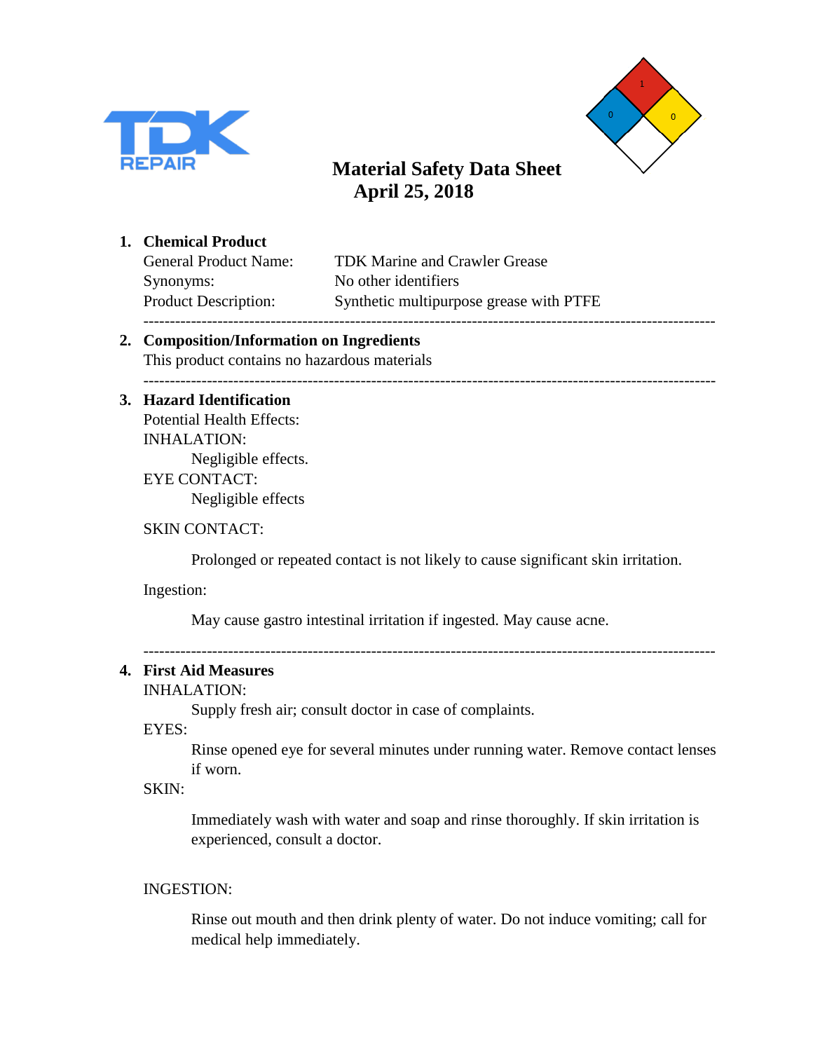TDK REPAIR

# Material Safety Data Sheet
## April 25, 2018

1 0 0

### 1. Chemical Product

| | |
|---|---|
| General Product Name: | TDK Marine and Crawler Grease |
| Synonyms: | No other identifiers |
| Product Description: | Synthetic multipurpose grease with PTFE |

---

### 2. Composition/Information on Ingredients

This product contains no hazardous materials

---

### 3. Hazard Identification

Potential Health Effects:

INHALATION:

Negligible effects.

EYE CONTACT:

Negligible effects

SKIN CONTACT:

Prolonged or repeated contact is not likely to cause significant skin irritation.

Ingestion:

May cause gastro intestinal irritation if ingested. May cause acne.

---

### 4. First Aid Measures

INHALATION:

Supply fresh air; consult doctor in case of complaints.

EYES:

Rinse opened eye for several minutes under running water. Remove contact lenses if worn.

SKIN:

Immediately wash with water and soap and rinse thoroughly. If skin irritation is experienced, consult a doctor.

INGESTION:

Rinse out mouth and then drink plenty of water. Do not induce vomiting; call for medical help immediately.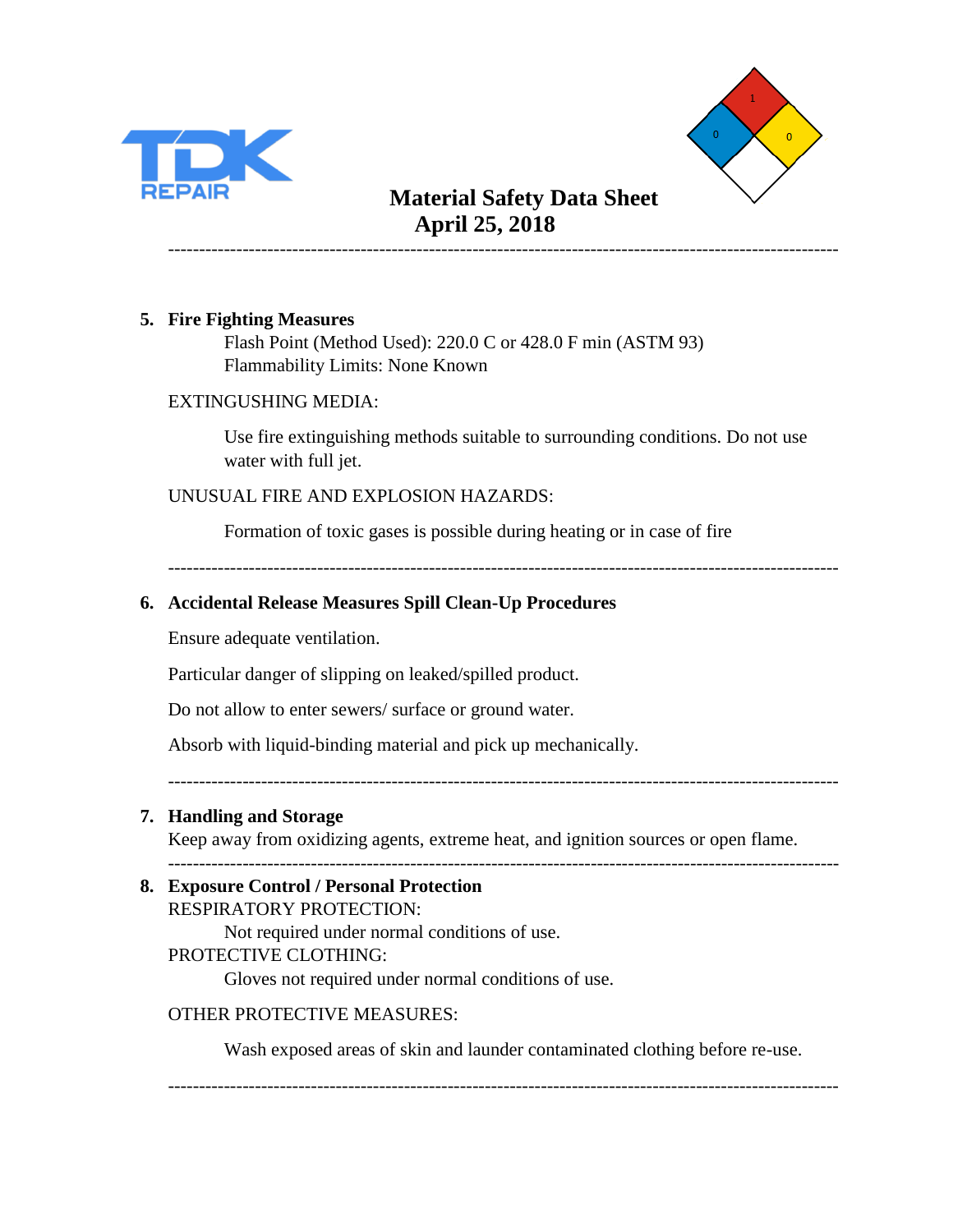**Material Safety Data Sheet**
**April 25, 2018**

---

## 5. Fire Fighting Measures

Flash Point (Method Used): 220.0 C or 428.0 F min (ASTM 93)
Flammability Limits: None Known

EXTINGUSHING MEDIA:

Use fire extinguishing methods suitable to surrounding conditions. Do not use water with full jet.

UNUSUAL FIRE AND EXPLOSION HAZARDS:

Formation of toxic gases is possible during heating or in case of fire

---

## 6. Accidental Release Measures Spill Clean-Up Procedures

Ensure adequate ventilation.

Particular danger of slipping on leaked/spilled product.

Do not allow to enter sewers/ surface or ground water.

Absorb with liquid-binding material and pick up mechanically.

---

## 7. Handling and Storage

Keep away from oxidizing agents, extreme heat, and ignition sources or open flame.

---

## 8. Exposure Control / Personal Protection

RESPIRATORY PROTECTION:

Not required under normal conditions of use.

PROTECTIVE CLOTHING:

Gloves not required under normal conditions of use.

OTHER PROTECTIVE MEASURES:

Wash exposed areas of skin and launder contaminated clothing before re-use.

---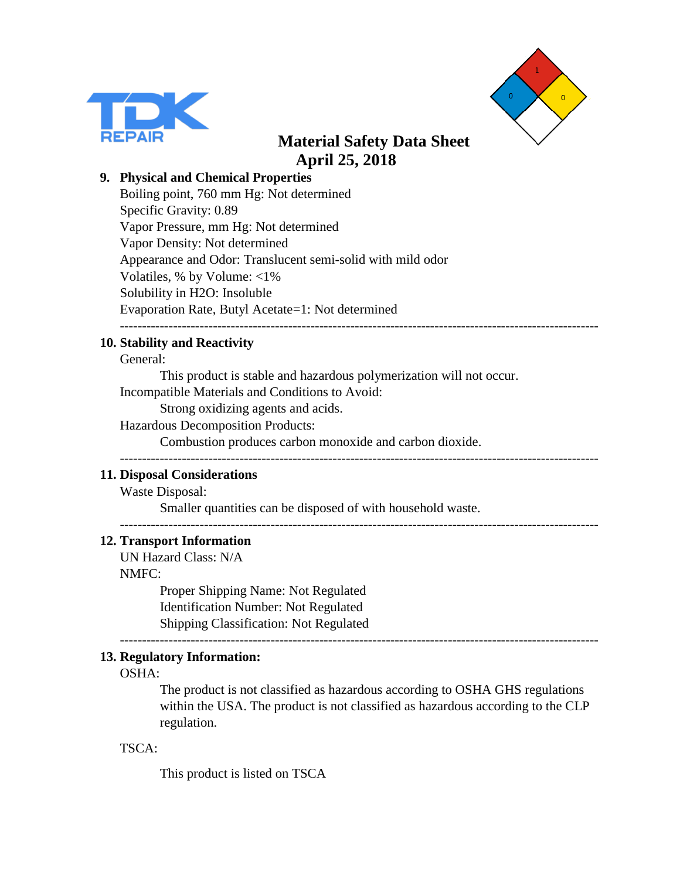# Material Safety Data Sheet
## April 25, 2018

### 9. Physical and Chemical Properties

Boiling point, 760 mm Hg: Not determined
Specific Gravity: 0.89
Vapor Pressure, mm Hg: Not determined
Vapor Density: Not determined
Appearance and Odor: Translucent semi-solid with mild odor
Volatiles, % by Volume: <1%
Solubility in H2O: Insoluble
Evaporation Rate, Butyl Acetate=1: Not determined

---

### 10. Stability and Reactivity

General:
This product is stable and hazardous polymerization will not occur.

Incompatible Materials and Conditions to Avoid:
Strong oxidizing agents and acids.

Hazardous Decomposition Products:
Combustion produces carbon monoxide and carbon dioxide.

---

### 11. Disposal Considerations

Waste Disposal:
Smaller quantities can be disposed of with household waste.

---

### 12. Transport Information

UN Hazard Class: N/A

NMFC:
Proper Shipping Name: Not Regulated
Identification Number: Not Regulated
Shipping Classification: Not Regulated

---

### 13. Regulatory Information:

OSHA:
The product is not classified as hazardous according to OSHA GHS regulations within the USA. The product is not classified as hazardous according to the CLP regulation.

TSCA:

This product is listed on TSCA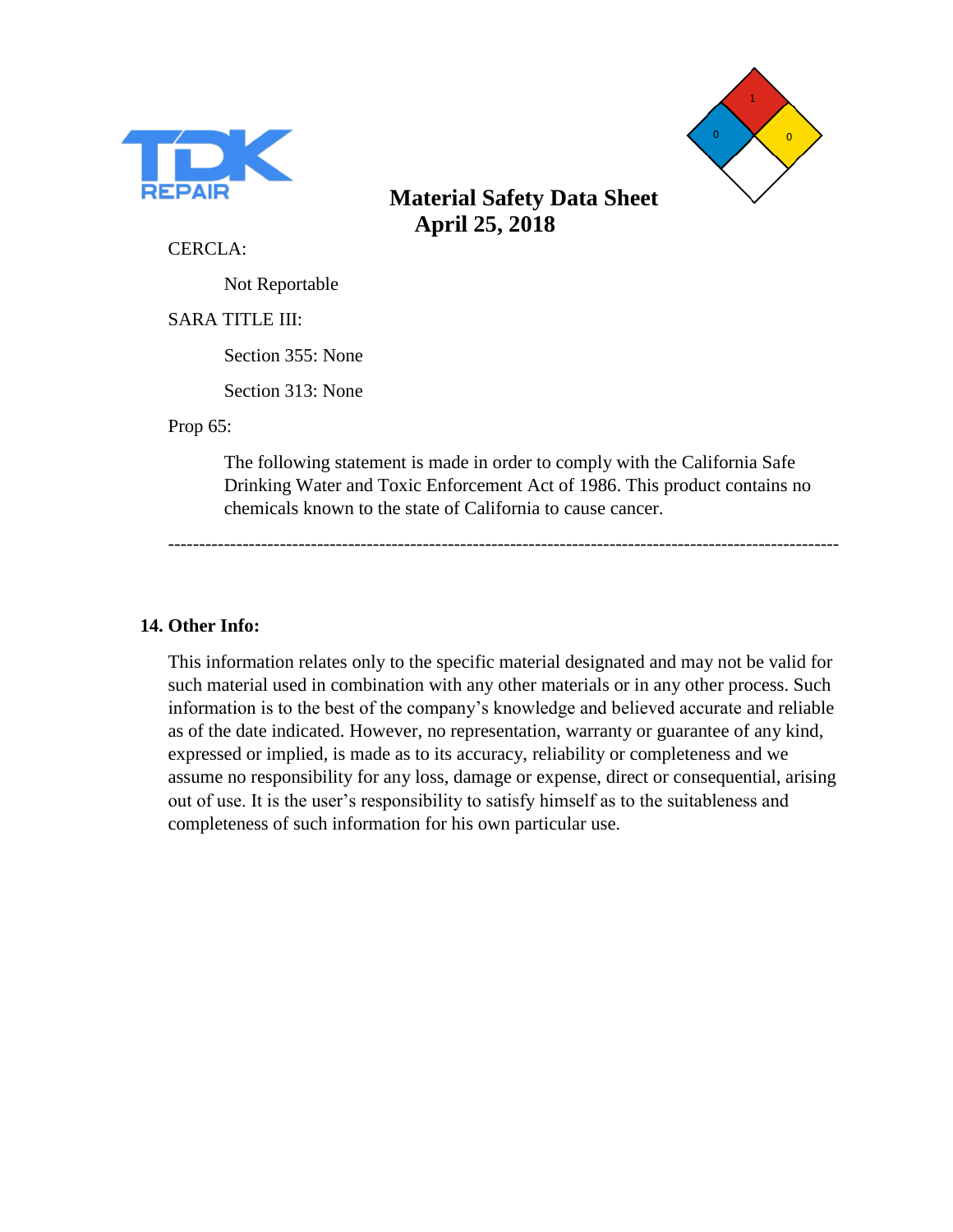**Material Safety Data Sheet**
**April 25, 2018**

CERCLA:

Not Reportable

SARA TITLE III:

Section 355: None

Section 313: None

Prop 65:

The following statement is made in order to comply with the California Safe Drinking Water and Toxic Enforcement Act of 1986. This product contains no chemicals known to the state of California to cause cancer.

---

## 14. Other Info:

This information relates only to the specific material designated and may not be valid for such material used in combination with any other materials or in any other process. Such information is to the best of the company's knowledge and believed accurate and reliable as of the date indicated. However, no representation, warranty or guarantee of any kind, expressed or implied, is made as to its accuracy, reliability or completeness and we assume no responsibility for any loss, damage or expense, direct or consequential, arising out of use. It is the user's responsibility to satisfy himself as to the suitableness and completeness of such information for his own particular use.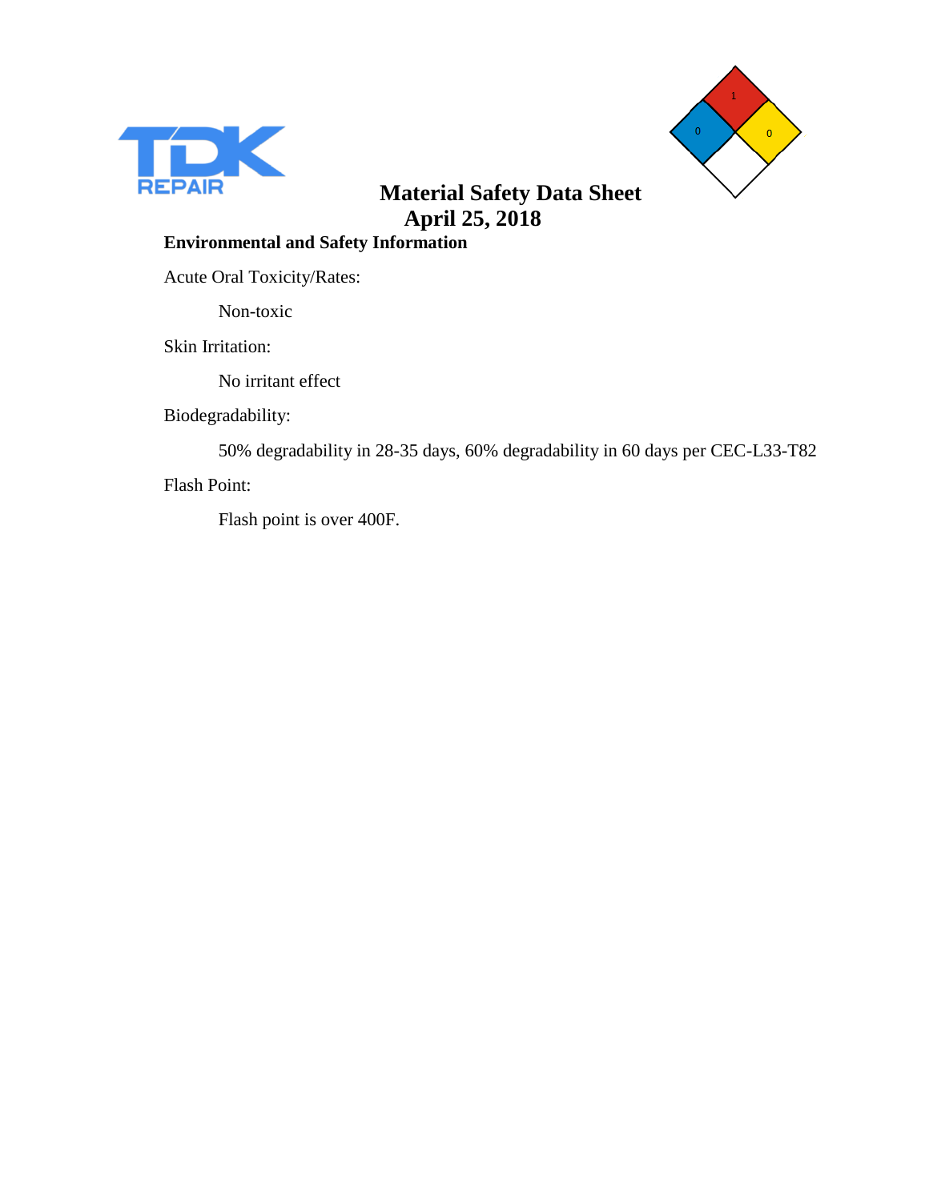# Material Safety Data Sheet

**April 25, 2018**

**Environmental and Safety Information**

Acute Oral Toxicity/Rates:

Non-toxic

Skin Irritation:

No irritant effect

Biodegradability:

50% degradability in 28-35 days, 60% degradability in 60 days per CEC-L33-T82

Flash Point:

Flash point is over 400F.